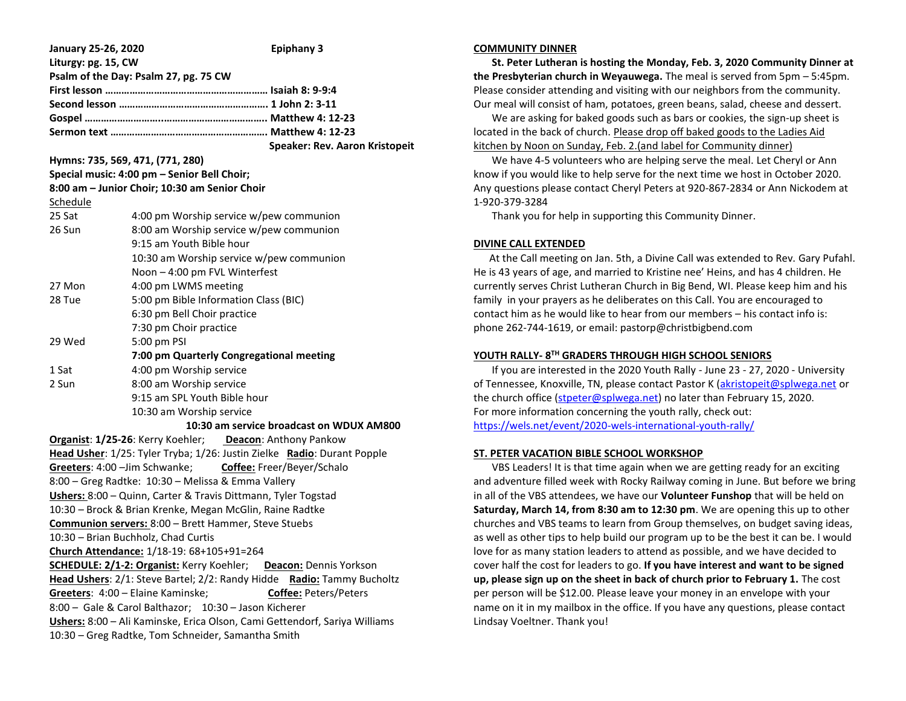**January 25-26, 2020 Epiphany 3**

**Liturgy: pg. 15, CW**

**Psalm of the Day: Psalm 27, pg. 75 CW**

**First lesson …………………………………………………… Isaiah 8: 9-9:4**

**Second lesson ……………………………………………… 1 John 2: 3-11**

**Gospel ………………………………………………………. Matthew 4: 12-23**

**Sermon text ………………………………………………… Matthew 4: 12-23**

**Speaker: Rev. Aaron Kristopeit**

**Hymns: 735, 569, 471, (771, 280)**

**Special music: 4:00 pm – Senior Bell Choir;**

**8:00 am – Junior Choir; 10:30 am Senior Choir**

Schedule

| | |
|---|---|
| 25 Sat | 4:00 pm Worship service w/pew communion |
| 26 Sun | 8:00 am Worship service w/pew communion |
| | 9:15 am Youth Bible hour |
| | 10:30 am Worship service w/pew communion |
| | Noon – 4:00 pm FVL Winterfest |
| 27 Mon | 4:00 pm LWMS meeting |
| 28 Tue | 5:00 pm Bible Information Class (BIC) |
| | 6:30 pm Bell Choir practice |
| | 7:30 pm Choir practice |
| 29 Wed | 5:00 pm PSI |
| | **7:00 pm Quarterly Congregational meeting** |
| 1 Sat | 4:00 pm Worship service |
| 2 Sun | 8:00 am Worship service |
| | 9:15 am SPL Youth Bible hour |
| | 10:30 am Worship service |

**10:30 am service broadcast on WDUX AM800**

**Organist**: **1/25-26**: Kerry Koehler; **Deacon**: Anthony Pankow

**Head Usher**: 1/25: Tyler Tryba; 1/26: Justin Zielke **Radio**: Durant Popple

**Greeters**: 4:00 –Jim Schwanke; **Coffee:** Freer/Beyer/Schalo

8:00 – Greg Radtke: 10:30 – Melissa & Emma Vallery

**Ushers:** 8:00 – Quinn, Carter & Travis Dittmann, Tyler Togstad

10:30 – Brock & Brian Krenke, Megan McGlin, Raine Radtke

**Communion servers:** 8:00 – Brett Hammer, Steve Stuebs

10:30 – Brian Buchholz, Chad Curtis

**Church Attendance:** 1/18-19: 68+105+91=264

**SCHEDULE: 2/1-2: Organist:** Kerry Koehler; **Deacon:** Dennis Yorkson

**Head Ushers**: 2/1: Steve Bartel; 2/2: Randy Hidde **Radio:** Tammy Bucholtz

**Greeters**: 4:00 – Elaine Kaminske; **Coffee:** Peters/Peters

8:00 – Gale & Carol Balthazor; 10:30 – Jason Kicherer

**Ushers:** 8:00 – Ali Kaminske, Erica Olson, Cami Gettendorf, Sariya Williams

10:30 – Greg Radtke, Tom Schneider, Samantha Smith

## COMMUNITY DINNER

**St. Peter Lutheran is hosting the Monday, Feb. 3, 2020 Community Dinner at the Presbyterian church in Weyauwega.** The meal is served from 5pm – 5:45pm. Please consider attending and visiting with our neighbors from the community. Our meal will consist of ham, potatoes, green beans, salad, cheese and dessert.

We are asking for baked goods such as bars or cookies, the sign-up sheet is located in the back of church. Please drop off baked goods to the Ladies Aid kitchen by Noon on Sunday, Feb. 2.(and label for Community dinner)

We have 4-5 volunteers who are helping serve the meal. Let Cheryl or Ann know if you would like to help serve for the next time we host in October 2020. Any questions please contact Cheryl Peters at 920-867-2834 or Ann Nickodem at 1-920-379-3284

Thank you for help in supporting this Community Dinner.

## DIVINE CALL EXTENDED

At the Call meeting on Jan. 5th, a Divine Call was extended to Rev. Gary Pufahl. He is 43 years of age, and married to Kristine nee' Heins, and has 4 children. He currently serves Christ Lutheran Church in Big Bend, WI. Please keep him and his family in your prayers as he deliberates on this Call. You are encouraged to contact him as he would like to hear from our members – his contact info is: phone 262-744-1619, or email: pastorp@christbigbend.com

## YOUTH RALLY- 8TH GRADERS THROUGH HIGH SCHOOL SENIORS

If you are interested in the 2020 Youth Rally - June 23 - 27, 2020 - University of Tennessee, Knoxville, TN, please contact Pastor K (akristopeit@splwega.net or the church office (stpeter@splwega.net) no later than February 15, 2020. For more information concerning the youth rally, check out: https://wels.net/event/2020-wels-international-youth-rally/

## ST. PETER VACATION BIBLE SCHOOL WORKSHOP

VBS Leaders! It is that time again when we are getting ready for an exciting and adventure filled week with Rocky Railway coming in June. But before we bring in all of the VBS attendees, we have our **Volunteer Funshop** that will be held on **Saturday, March 14, from 8:30 am to 12:30 pm**. We are opening this up to other churches and VBS teams to learn from Group themselves, on budget saving ideas, as well as other tips to help build our program up to be the best it can be. I would love for as many station leaders to attend as possible, and we have decided to cover half the cost for leaders to go. **If you have interest and want to be signed up, please sign up on the sheet in back of church prior to February 1.** The cost per person will be $12.00. Please leave your money in an envelope with your name on it in my mailbox in the office. If you have any questions, please contact Lindsay Voeltner. Thank you!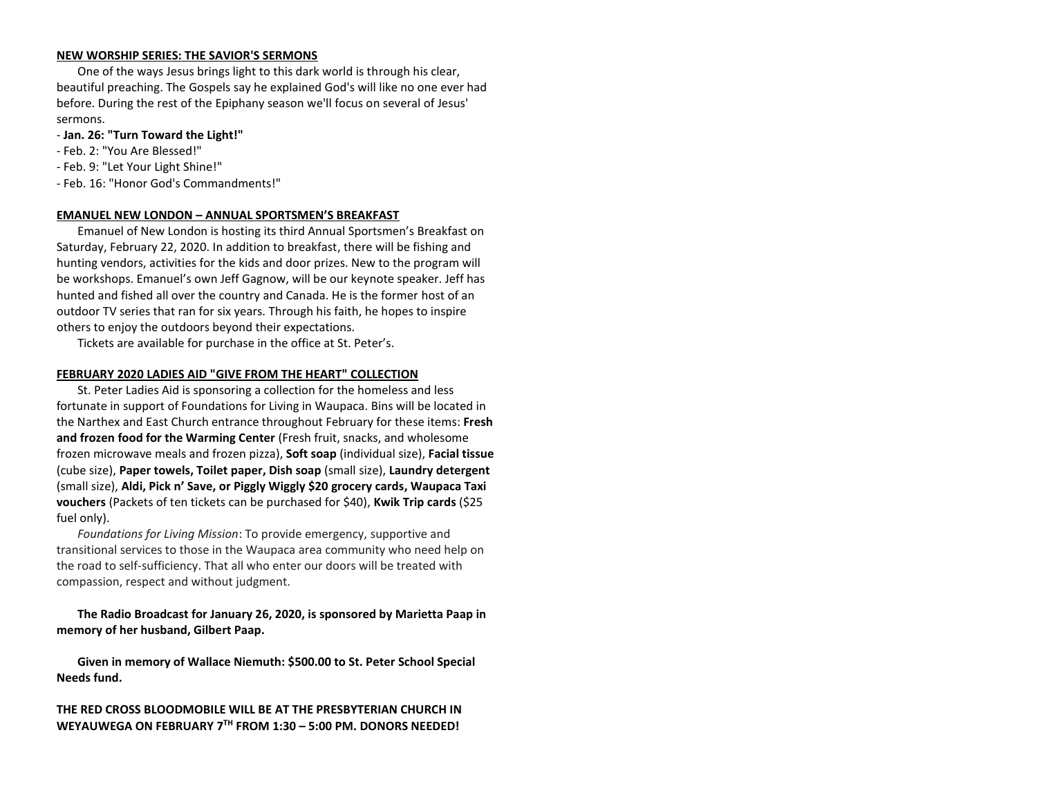**NEW WORSHIP SERIES: THE SAVIOR'S SERMONS**

One of the ways Jesus brings light to this dark world is through his clear, beautiful preaching. The Gospels say he explained God's will like no one ever had before. During the rest of the Epiphany season we'll focus on several of Jesus' sermons.

- **Jan. 26: "Turn Toward the Light!"**
- Feb. 2: "You Are Blessed!"
- Feb. 9: "Let Your Light Shine!"
- Feb. 16: "Honor God's Commandments!"

**EMANUEL NEW LONDON – ANNUAL SPORTSMEN'S BREAKFAST**

Emanuel of New London is hosting its third Annual Sportsmen's Breakfast on Saturday, February 22, 2020. In addition to breakfast, there will be fishing and hunting vendors, activities for the kids and door prizes. New to the program will be workshops. Emanuel's own Jeff Gagnow, will be our keynote speaker. Jeff has hunted and fished all over the country and Canada. He is the former host of an outdoor TV series that ran for six years. Through his faith, he hopes to inspire others to enjoy the outdoors beyond their expectations.

Tickets are available for purchase in the office at St. Peter's.

**FEBRUARY 2020 LADIES AID "GIVE FROM THE HEART" COLLECTION**

St. Peter Ladies Aid is sponsoring a collection for the homeless and less fortunate in support of Foundations for Living in Waupaca. Bins will be located in the Narthex and East Church entrance throughout February for these items: **Fresh and frozen food for the Warming Center** (Fresh fruit, snacks, and wholesome frozen microwave meals and frozen pizza), **Soft soap** (individual size), **Facial tissue** (cube size), **Paper towels, Toilet paper, Dish soap** (small size), **Laundry detergent** (small size), **Aldi, Pick n' Save, or Piggly Wiggly $20 grocery cards, Waupaca Taxi vouchers** (Packets of ten tickets can be purchased for $40), **Kwik Trip cards** ($25 fuel only).

*Foundations for Living Mission*: To provide emergency, supportive and transitional services to those in the Waupaca area community who need help on the road to self-sufficiency. That all who enter our doors will be treated with compassion, respect and without judgment.

**The Radio Broadcast for January 26, 2020, is sponsored by Marietta Paap in memory of her husband, Gilbert Paap.**

**Given in memory of Wallace Niemuth: $500.00 to St. Peter School Special Needs fund.**

**THE RED CROSS BLOODMOBILE WILL BE AT THE PRESBYTERIAN CHURCH IN WEYAUWEGA ON FEBRUARY 7TH FROM 1:30 – 5:00 PM. DONORS NEEDED!**